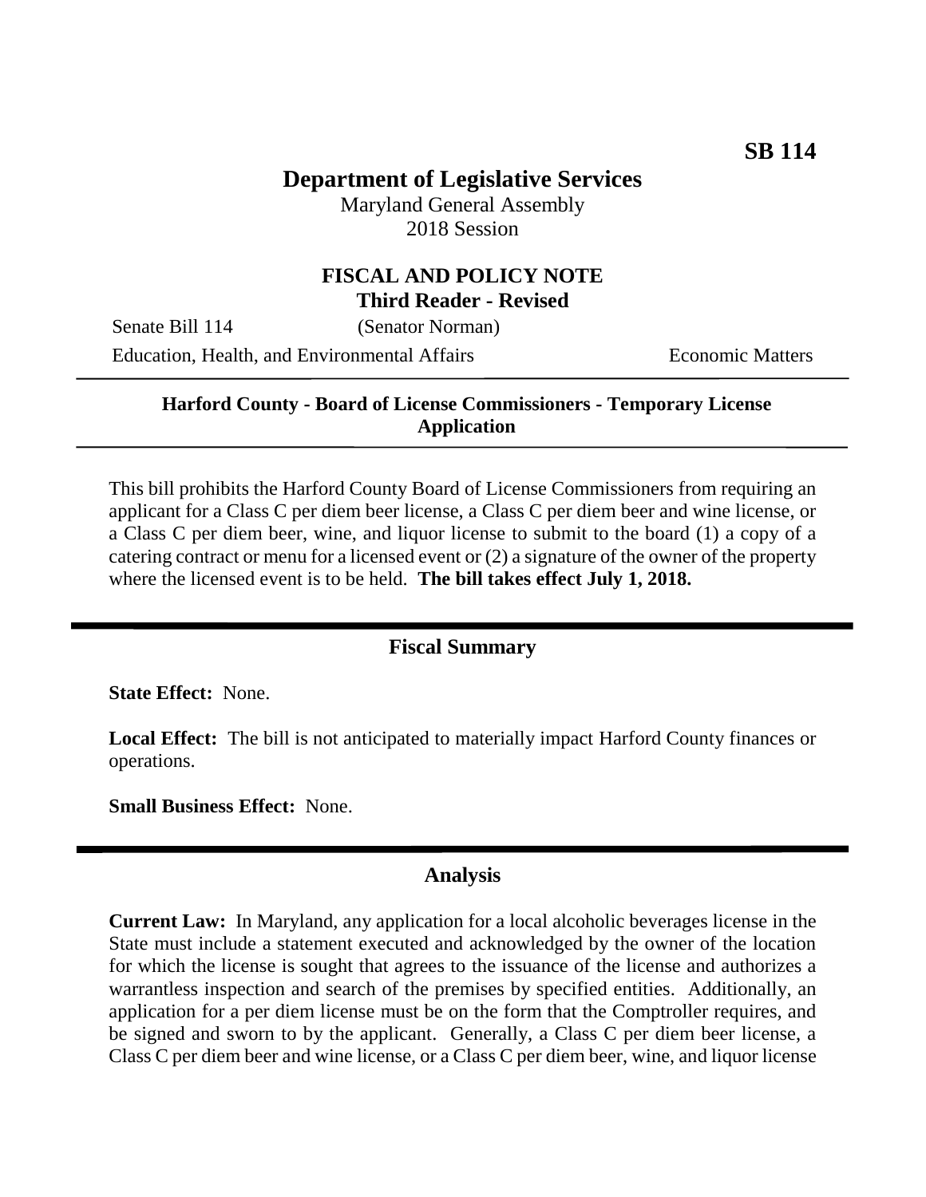**SB 114**

# Department of Legislative Services

Maryland General Assembly
2018 Session

## FISCAL AND POLICY NOTE

**Third Reader - Revised**

Senate Bill 114 (Senator Norman)

Education, Health, and Environmental Affairs Economic Matters

---

**Harford County - Board of License Commissioners - Temporary License Application**

---

This bill prohibits the Harford County Board of License Commissioners from requiring an applicant for a Class C per diem beer license, a Class C per diem beer and wine license, or a Class C per diem beer, wine, and liquor license to submit to the board (1) a copy of a catering contract or menu for a licensed event or (2) a signature of the owner of the property where the licensed event is to be held. **The bill takes effect July 1, 2018.**

## Fiscal Summary

**State Effect:** None.

**Local Effect:** The bill is not anticipated to materially impact Harford County finances or operations.

**Small Business Effect:** None.

## Analysis

**Current Law:** In Maryland, any application for a local alcoholic beverages license in the State must include a statement executed and acknowledged by the owner of the location for which the license is sought that agrees to the issuance of the license and authorizes a warrantless inspection and search of the premises by specified entities. Additionally, an application for a per diem license must be on the form that the Comptroller requires, and be signed and sworn to by the applicant. Generally, a Class C per diem beer license, a Class C per diem beer and wine license, or a Class C per diem beer, wine, and liquor license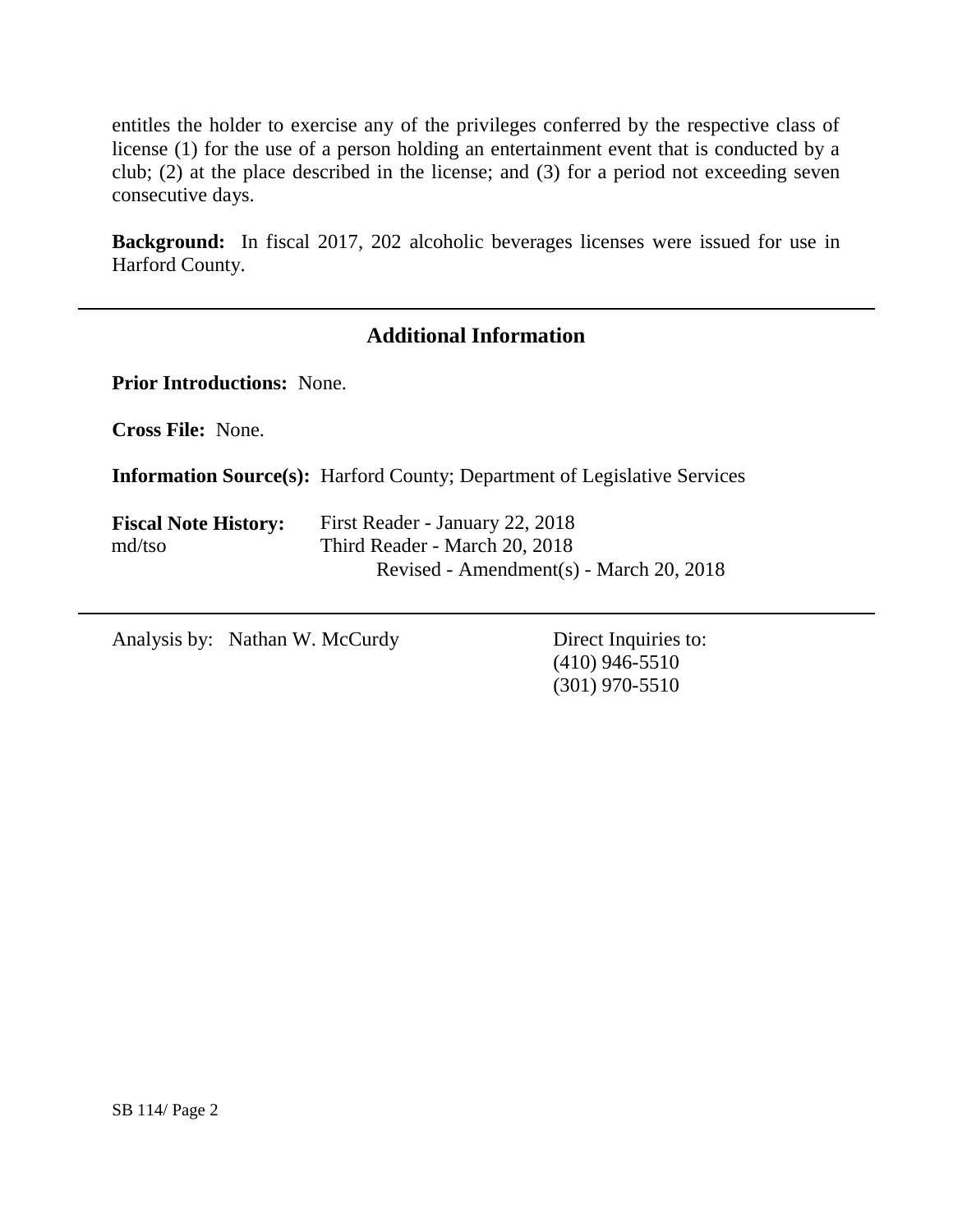entitles the holder to exercise any of the privileges conferred by the respective class of license (1) for the use of a person holding an entertainment event that is conducted by a club; (2) at the place described in the license; and (3) for a period not exceeding seven consecutive days.

**Background:** In fiscal 2017, 202 alcoholic beverages licenses were issued for use in Harford County.

---

## Additional Information

**Prior Introductions:** None.

**Cross File:** None.

**Information Source(s):** Harford County; Department of Legislative Services

**Fiscal Note History:** First Reader - January 22, 2018
md/tso Third Reader - March 20, 2018
Revised - Amendment(s) - March 20, 2018

---

Analysis by: Nathan W. McCurdy

Direct Inquiries to:
(410) 946-5510
(301) 970-5510